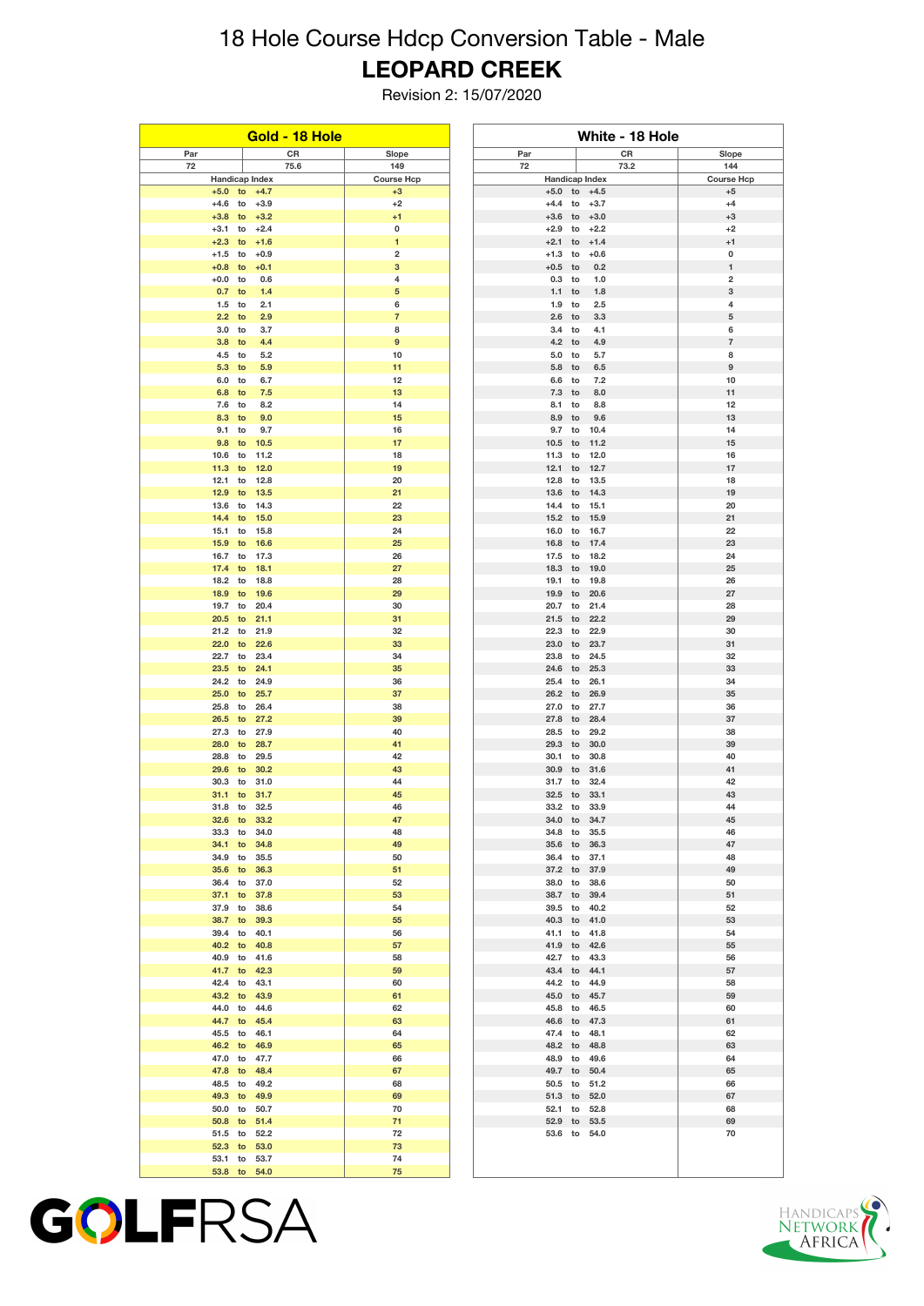# 18 Hole Course Hdcp Conversion Table - Male

## LEOPARD CREEK

Revision 2: 15/07/2020

### Gold - 18 Hole

| Par | CR | Slope |
|---|---|---|
| 72 | 75.6 | 149 |

| Handicap Index | Course Hcp |
|---|---|
| +5.0 to +4.7 | +3 |
| +4.6 to +3.9 | +2 |
| +3.8 to +3.2 | +1 |
| +3.1 to +2.4 | 0 |
| +2.3 to +1.6 | 1 |
| +1.5 to +0.9 | 2 |
| +0.8 to +0.1 | 3 |
| +0.0 to 0.6 | 4 |
| 0.7 to 1.4 | 5 |
| 1.5 to 2.1 | 6 |
| 2.2 to 2.9 | 7 |
| 3.0 to 3.7 | 8 |
| 3.8 to 4.4 | 9 |
| 4.5 to 5.2 | 10 |
| 5.3 to 5.9 | 11 |
| 6.0 to 6.7 | 12 |
| 6.8 to 7.5 | 13 |
| 7.6 to 8.2 | 14 |
| 8.3 to 9.0 | 15 |
| 9.1 to 9.7 | 16 |
| 9.8 to 10.5 | 17 |
| 10.6 to 11.2 | 18 |
| 11.3 to 12.0 | 19 |
| 12.1 to 12.8 | 20 |
| 12.9 to 13.5 | 21 |
| 13.6 to 14.3 | 22 |
| 14.4 to 15.0 | 23 |
| 15.1 to 15.8 | 24 |
| 15.9 to 16.6 | 25 |
| 16.7 to 17.3 | 26 |
| 17.4 to 18.1 | 27 |
| 18.2 to 18.8 | 28 |
| 18.9 to 19.6 | 29 |
| 19.7 to 20.4 | 30 |
| 20.5 to 21.1 | 31 |
| 21.2 to 21.9 | 32 |
| 22.0 to 22.6 | 33 |
| 22.7 to 23.4 | 34 |
| 23.5 to 24.1 | 35 |
| 24.2 to 24.9 | 36 |
| 25.0 to 25.7 | 37 |
| 25.8 to 26.4 | 38 |
| 26.5 to 27.2 | 39 |
| 27.3 to 27.9 | 40 |
| 28.0 to 28.7 | 41 |
| 28.8 to 29.5 | 42 |
| 29.6 to 30.2 | 43 |
| 30.3 to 31.0 | 44 |
| 31.1 to 31.7 | 45 |
| 31.8 to 32.5 | 46 |
| 32.6 to 33.2 | 47 |
| 33.3 to 34.0 | 48 |
| 34.1 to 34.8 | 49 |
| 34.9 to 35.5 | 50 |
| 35.6 to 36.3 | 51 |
| 36.4 to 37.0 | 52 |
| 37.1 to 37.8 | 53 |
| 37.9 to 38.6 | 54 |
| 38.7 to 39.3 | 55 |
| 39.4 to 40.1 | 56 |
| 40.2 to 40.8 | 57 |
| 40.9 to 41.6 | 58 |
| 41.7 to 42.3 | 59 |
| 42.4 to 43.1 | 60 |
| 43.2 to 43.9 | 61 |
| 44.0 to 44.6 | 62 |
| 44.7 to 45.4 | 63 |
| 45.5 to 46.1 | 64 |
| 46.2 to 46.9 | 65 |
| 47.0 to 47.7 | 66 |
| 47.8 to 48.4 | 67 |
| 48.5 to 49.2 | 68 |
| 49.3 to 49.9 | 69 |
| 50.0 to 50.7 | 70 |
| 50.8 to 51.4 | 71 |
| 51.5 to 52.2 | 72 |
| 52.3 to 53.0 | 73 |
| 53.1 to 53.7 | 74 |
| 53.8 to 54.0 | 75 |

### White - 18 Hole

| Par | CR | Slope |
|---|---|---|
| 72 | 73.2 | 144 |

| Handicap Index | Course Hcp |
|---|---|
| +5.0 to +4.5 | +5 |
| +4.4 to +3.7 | +4 |
| +3.6 to +3.0 | +3 |
| +2.9 to +2.2 | +2 |
| +2.1 to +1.4 | +1 |
| +1.3 to +0.6 | 0 |
| +0.5 to 0.2 | 1 |
| 0.3 to 1.0 | 2 |
| 1.1 to 1.8 | 3 |
| 1.9 to 2.5 | 4 |
| 2.6 to 3.3 | 5 |
| 3.4 to 4.1 | 6 |
| 4.2 to 4.9 | 7 |
| 5.0 to 5.7 | 8 |
| 5.8 to 6.5 | 9 |
| 6.6 to 7.2 | 10 |
| 7.3 to 8.0 | 11 |
| 8.1 to 8.8 | 12 |
| 8.9 to 9.6 | 13 |
| 9.7 to 10.4 | 14 |
| 10.5 to 11.2 | 15 |
| 11.3 to 12.0 | 16 |
| 12.1 to 12.7 | 17 |
| 12.8 to 13.5 | 18 |
| 13.6 to 14.3 | 19 |
| 14.4 to 15.1 | 20 |
| 15.2 to 15.9 | 21 |
| 16.0 to 16.7 | 22 |
| 16.8 to 17.4 | 23 |
| 17.5 to 18.2 | 24 |
| 18.3 to 19.0 | 25 |
| 19.1 to 19.8 | 26 |
| 19.9 to 20.6 | 27 |
| 20.7 to 21.4 | 28 |
| 21.5 to 22.2 | 29 |
| 22.3 to 22.9 | 30 |
| 23.0 to 23.7 | 31 |
| 23.8 to 24.5 | 32 |
| 24.6 to 25.3 | 33 |
| 25.4 to 26.1 | 34 |
| 26.2 to 26.9 | 35 |
| 27.0 to 27.7 | 36 |
| 27.8 to 28.4 | 37 |
| 28.5 to 29.2 | 38 |
| 29.3 to 30.0 | 39 |
| 30.1 to 30.8 | 40 |
| 30.9 to 31.6 | 41 |
| 31.7 to 32.4 | 42 |
| 32.5 to 33.1 | 43 |
| 33.2 to 33.9 | 44 |
| 34.0 to 34.7 | 45 |
| 34.8 to 35.5 | 46 |
| 35.6 to 36.3 | 47 |
| 36.4 to 37.1 | 48 |
| 37.2 to 37.9 | 49 |
| 38.0 to 38.6 | 50 |
| 38.7 to 39.4 | 51 |
| 39.5 to 40.2 | 52 |
| 40.3 to 41.0 | 53 |
| 41.1 to 41.8 | 54 |
| 41.9 to 42.6 | 55 |
| 42.7 to 43.3 | 56 |
| 43.4 to 44.1 | 57 |
| 44.2 to 44.9 | 58 |
| 45.0 to 45.7 | 59 |
| 45.8 to 46.5 | 60 |
| 46.6 to 47.3 | 61 |
| 47.4 to 48.1 | 62 |
| 48.2 to 48.8 | 63 |
| 48.9 to 49.6 | 64 |
| 49.7 to 50.4 | 65 |
| 50.5 to 51.2 | 66 |
| 51.3 to 52.0 | 67 |
| 52.1 to 52.8 | 68 |
| 52.9 to 53.5 | 69 |
| 53.6 to 54.0 | 70 |

GOLFRSA

HANDICAPS NETWORK AFRICA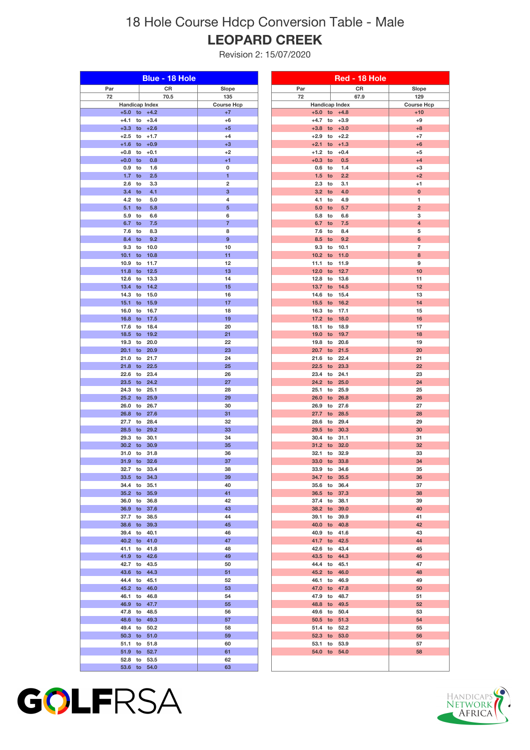# 18 Hole Course Hdcp Conversion Table - Male

## LEOPARD CREEK

Revision 2: 15/07/2020

### Blue - 18 Hole

| Par | CR | Slope |
|---|---|---|
| 72 | 70.5 | 135 |

| Handicap Index | Course Hcp |
|---|---|
| +5.0 to +4.2 | +7 |
| +4.1 to +3.4 | +6 |
| +3.3 to +2.6 | +5 |
| +2.5 to +1.7 | +4 |
| +1.6 to +0.9 | +3 |
| +0.8 to +0.1 | +2 |
| +0.0 to 0.8 | +1 |
| 0.9 to 1.6 | 0 |
| 1.7 to 2.5 | 1 |
| 2.6 to 3.3 | 2 |
| 3.4 to 4.1 | 3 |
| 4.2 to 5.0 | 4 |
| 5.1 to 5.8 | 5 |
| 5.9 to 6.6 | 6 |
| 6.7 to 7.5 | 7 |
| 7.6 to 8.3 | 8 |
| 8.4 to 9.2 | 9 |
| 9.3 to 10.0 | 10 |
| 10.1 to 10.8 | 11 |
| 10.9 to 11.7 | 12 |
| 11.8 to 12.5 | 13 |
| 12.6 to 13.3 | 14 |
| 13.4 to 14.2 | 15 |
| 14.3 to 15.0 | 16 |
| 15.1 to 15.9 | 17 |
| 16.0 to 16.7 | 18 |
| 16.8 to 17.5 | 19 |
| 17.6 to 18.4 | 20 |
| 18.5 to 19.2 | 21 |
| 19.3 to 20.0 | 22 |
| 20.1 to 20.9 | 23 |
| 21.0 to 21.7 | 24 |
| 21.8 to 22.5 | 25 |
| 22.6 to 23.4 | 26 |
| 23.5 to 24.2 | 27 |
| 24.3 to 25.1 | 28 |
| 25.2 to 25.9 | 29 |
| 26.0 to 26.7 | 30 |
| 26.8 to 27.6 | 31 |
| 27.7 to 28.4 | 32 |
| 28.5 to 29.2 | 33 |
| 29.3 to 30.1 | 34 |
| 30.2 to 30.9 | 35 |
| 31.0 to 31.8 | 36 |
| 31.9 to 32.6 | 37 |
| 32.7 to 33.4 | 38 |
| 33.5 to 34.3 | 39 |
| 34.4 to 35.1 | 40 |
| 35.2 to 35.9 | 41 |
| 36.0 to 36.8 | 42 |
| 36.9 to 37.6 | 43 |
| 37.7 to 38.5 | 44 |
| 38.6 to 39.3 | 45 |
| 39.4 to 40.1 | 46 |
| 40.2 to 41.0 | 47 |
| 41.1 to 41.8 | 48 |
| 41.9 to 42.6 | 49 |
| 42.7 to 43.5 | 50 |
| 43.6 to 44.3 | 51 |
| 44.4 to 45.1 | 52 |
| 45.2 to 46.0 | 53 |
| 46.1 to 46.8 | 54 |
| 46.9 to 47.7 | 55 |
| 47.8 to 48.5 | 56 |
| 48.6 to 49.3 | 57 |
| 49.4 to 50.2 | 58 |
| 50.3 to 51.0 | 59 |
| 51.1 to 51.8 | 60 |
| 51.9 to 52.7 | 61 |
| 52.8 to 53.5 | 62 |
| 53.6 to 54.0 | 63 |

### Red - 18 Hole

| Par | CR | Slope |
|---|---|---|
| 72 | 67.9 | 129 |

| Handicap Index | Course Hcp |
|---|---|
| +5.0 to +4.8 | +10 |
| +4.7 to +3.9 | +9 |
| +3.8 to +3.0 | +8 |
| +2.9 to +2.2 | +7 |
| +2.1 to +1.3 | +6 |
| +1.2 to +0.4 | +5 |
| +0.3 to 0.5 | +4 |
| 0.6 to 1.4 | +3 |
| 1.5 to 2.2 | +2 |
| 2.3 to 3.1 | +1 |
| 3.2 to 4.0 | 0 |
| 4.1 to 4.9 | 1 |
| 5.0 to 5.7 | 2 |
| 5.8 to 6.6 | 3 |
| 6.7 to 7.5 | 4 |
| 7.6 to 8.4 | 5 |
| 8.5 to 9.2 | 6 |
| 9.3 to 10.1 | 7 |
| 10.2 to 11.0 | 8 |
| 11.1 to 11.9 | 9 |
| 12.0 to 12.7 | 10 |
| 12.8 to 13.6 | 11 |
| 13.7 to 14.5 | 12 |
| 14.6 to 15.4 | 13 |
| 15.5 to 16.2 | 14 |
| 16.3 to 17.1 | 15 |
| 17.2 to 18.0 | 16 |
| 18.1 to 18.9 | 17 |
| 19.0 to 19.7 | 18 |
| 19.8 to 20.6 | 19 |
| 20.7 to 21.5 | 20 |
| 21.6 to 22.4 | 21 |
| 22.5 to 23.3 | 22 |
| 23.4 to 24.1 | 23 |
| 24.2 to 25.0 | 24 |
| 25.1 to 25.9 | 25 |
| 26.0 to 26.8 | 26 |
| 26.9 to 27.6 | 27 |
| 27.7 to 28.5 | 28 |
| 28.6 to 29.4 | 29 |
| 29.5 to 30.3 | 30 |
| 30.4 to 31.1 | 31 |
| 31.2 to 32.0 | 32 |
| 32.1 to 32.9 | 33 |
| 33.0 to 33.8 | 34 |
| 33.9 to 34.6 | 35 |
| 34.7 to 35.5 | 36 |
| 35.6 to 36.4 | 37 |
| 36.5 to 37.3 | 38 |
| 37.4 to 38.1 | 39 |
| 38.2 to 39.0 | 40 |
| 39.1 to 39.9 | 41 |
| 40.0 to 40.8 | 42 |
| 40.9 to 41.6 | 43 |
| 41.7 to 42.5 | 44 |
| 42.6 to 43.4 | 45 |
| 43.5 to 44.3 | 46 |
| 44.4 to 45.1 | 47 |
| 45.2 to 46.0 | 48 |
| 46.1 to 46.9 | 49 |
| 47.0 to 47.8 | 50 |
| 47.9 to 48.7 | 51 |
| 48.8 to 49.5 | 52 |
| 49.6 to 50.4 | 53 |
| 50.5 to 51.3 | 54 |
| 51.4 to 52.2 | 55 |
| 52.3 to 53.0 | 56 |
| 53.1 to 53.9 | 57 |
| 54.0 to 54.0 | 58 |

GOLFRSA

HANDICAPS NETWORK AFRICA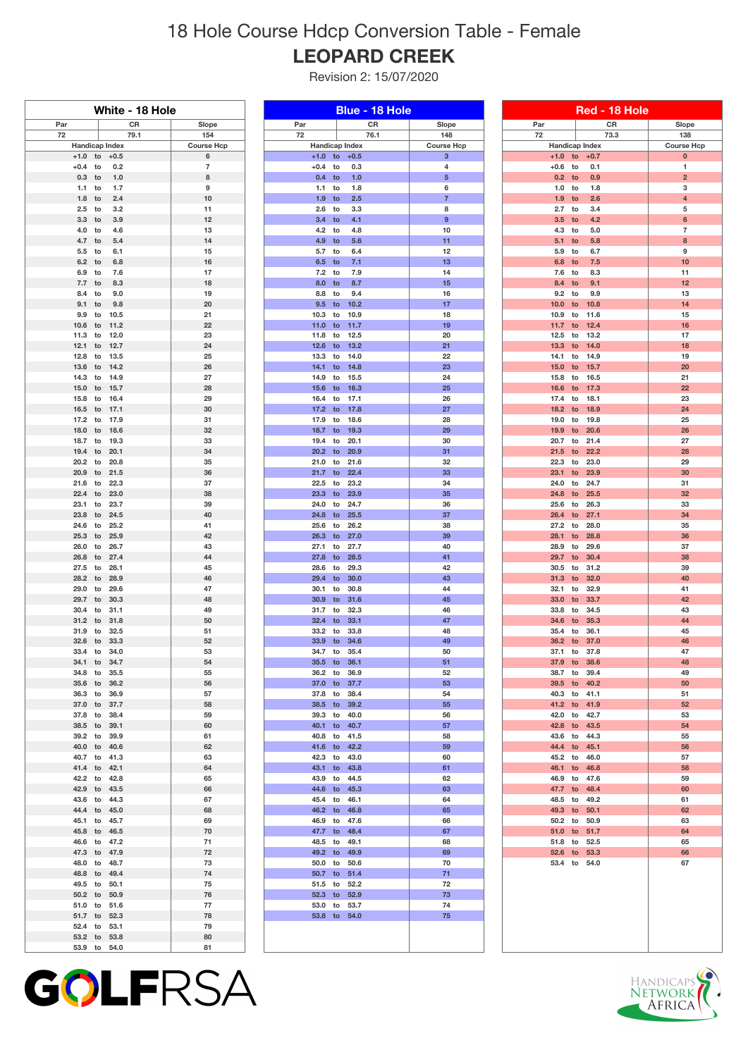# 18 Hole Course Hdcp Conversion Table - Female

## LEOPARD CREEK

Revision 2: 15/07/2020

### White - 18 Hole

| Par | CR | Slope |
|---|---|---|
| 72 | 79.1 | 154 |

| Handicap Index | Course Hcp |
|---|---|
| +1.0 to +0.5 | 6 |
| +0.4 to 0.2 | 7 |
| 0.3 to 1.0 | 8 |
| 1.1 to 1.7 | 9 |
| 1.8 to 2.4 | 10 |
| 2.5 to 3.2 | 11 |
| 3.3 to 3.9 | 12 |
| 4.0 to 4.6 | 13 |
| 4.7 to 5.4 | 14 |
| 5.5 to 6.1 | 15 |
| 6.2 to 6.8 | 16 |
| 6.9 to 7.6 | 17 |
| 7.7 to 8.3 | 18 |
| 8.4 to 9.0 | 19 |
| 9.1 to 9.8 | 20 |
| 9.9 to 10.5 | 21 |
| 10.6 to 11.2 | 22 |
| 11.3 to 12.0 | 23 |
| 12.1 to 12.7 | 24 |
| 12.8 to 13.5 | 25 |
| 13.6 to 14.2 | 26 |
| 14.3 to 14.9 | 27 |
| 15.0 to 15.7 | 28 |
| 15.8 to 16.4 | 29 |
| 16.5 to 17.1 | 30 |
| 17.2 to 17.9 | 31 |
| 18.0 to 18.6 | 32 |
| 18.7 to 19.3 | 33 |
| 19.4 to 20.1 | 34 |
| 20.2 to 20.8 | 35 |
| 20.9 to 21.5 | 36 |
| 21.6 to 22.3 | 37 |
| 22.4 to 23.0 | 38 |
| 23.1 to 23.7 | 39 |
| 23.8 to 24.5 | 40 |
| 24.6 to 25.2 | 41 |
| 25.3 to 25.9 | 42 |
| 26.0 to 26.7 | 43 |
| 26.8 to 27.4 | 44 |
| 27.5 to 28.1 | 45 |
| 28.2 to 28.9 | 46 |
| 29.0 to 29.6 | 47 |
| 29.7 to 30.3 | 48 |
| 30.4 to 31.1 | 49 |
| 31.2 to 31.8 | 50 |
| 31.9 to 32.5 | 51 |
| 32.6 to 33.3 | 52 |
| 33.4 to 34.0 | 53 |
| 34.1 to 34.7 | 54 |
| 34.8 to 35.5 | 55 |
| 35.6 to 36.2 | 56 |
| 36.3 to 36.9 | 57 |
| 37.0 to 37.7 | 58 |
| 37.8 to 38.4 | 59 |
| 38.5 to 39.1 | 60 |
| 39.2 to 39.9 | 61 |
| 40.0 to 40.6 | 62 |
| 40.7 to 41.3 | 63 |
| 41.4 to 42.1 | 64 |
| 42.2 to 42.8 | 65 |
| 42.9 to 43.5 | 66 |
| 43.6 to 44.3 | 67 |
| 44.4 to 45.0 | 68 |
| 45.1 to 45.7 | 69 |
| 45.8 to 46.5 | 70 |
| 46.6 to 47.2 | 71 |
| 47.3 to 47.9 | 72 |
| 48.0 to 48.7 | 73 |
| 48.8 to 49.4 | 74 |
| 49.5 to 50.1 | 75 |
| 50.2 to 50.9 | 76 |
| 51.0 to 51.6 | 77 |
| 51.7 to 52.3 | 78 |
| 52.4 to 53.1 | 79 |
| 53.2 to 53.8 | 80 |
| 53.9 to 54.0 | 81 |

### Blue - 18 Hole

| Par | CR | Slope |
|---|---|---|
| 72 | 76.1 | 148 |

| Handicap Index | Course Hcp |
|---|---|
| +1.0 to +0.5 | 3 |
| +0.4 to 0.3 | 4 |
| 0.4 to 1.0 | 5 |
| 1.1 to 1.8 | 6 |
| 1.9 to 2.5 | 7 |
| 2.6 to 3.3 | 8 |
| 3.4 to 4.1 | 9 |
| 4.2 to 4.8 | 10 |
| 4.9 to 5.6 | 11 |
| 5.7 to 6.4 | 12 |
| 6.5 to 7.1 | 13 |
| 7.2 to 7.9 | 14 |
| 8.0 to 8.7 | 15 |
| 8.8 to 9.4 | 16 |
| 9.5 to 10.2 | 17 |
| 10.3 to 10.9 | 18 |
| 11.0 to 11.7 | 19 |
| 11.8 to 12.5 | 20 |
| 12.6 to 13.2 | 21 |
| 13.3 to 14.0 | 22 |
| 14.1 to 14.8 | 23 |
| 14.9 to 15.5 | 24 |
| 15.6 to 16.3 | 25 |
| 16.4 to 17.1 | 26 |
| 17.2 to 17.8 | 27 |
| 17.9 to 18.6 | 28 |
| 18.7 to 19.3 | 29 |
| 19.4 to 20.1 | 30 |
| 20.2 to 20.9 | 31 |
| 21.0 to 21.6 | 32 |
| 21.7 to 22.4 | 33 |
| 22.5 to 23.2 | 34 |
| 23.3 to 23.9 | 35 |
| 24.0 to 24.7 | 36 |
| 24.8 to 25.5 | 37 |
| 25.6 to 26.2 | 38 |
| 26.3 to 27.0 | 39 |
| 27.1 to 27.7 | 40 |
| 27.8 to 28.5 | 41 |
| 28.6 to 29.3 | 42 |
| 29.4 to 30.0 | 43 |
| 30.1 to 30.8 | 44 |
| 30.9 to 31.6 | 45 |
| 31.7 to 32.3 | 46 |
| 32.4 to 33.1 | 47 |
| 33.2 to 33.8 | 48 |
| 33.9 to 34.6 | 49 |
| 34.7 to 35.4 | 50 |
| 35.5 to 36.1 | 51 |
| 36.2 to 36.9 | 52 |
| 37.0 to 37.7 | 53 |
| 37.8 to 38.4 | 54 |
| 38.5 to 39.2 | 55 |
| 39.3 to 40.0 | 56 |
| 40.1 to 40.7 | 57 |
| 40.8 to 41.5 | 58 |
| 41.6 to 42.2 | 59 |
| 42.3 to 43.0 | 60 |
| 43.1 to 43.8 | 61 |
| 43.9 to 44.5 | 62 |
| 44.6 to 45.3 | 63 |
| 45.4 to 46.1 | 64 |
| 46.2 to 46.8 | 65 |
| 46.9 to 47.6 | 66 |
| 47.7 to 48.4 | 67 |
| 48.5 to 49.1 | 68 |
| 49.2 to 49.9 | 69 |
| 50.0 to 50.6 | 70 |
| 50.7 to 51.4 | 71 |
| 51.5 to 52.2 | 72 |
| 52.3 to 52.9 | 73 |
| 53.0 to 53.7 | 74 |
| 53.8 to 54.0 | 75 |

### Red - 18 Hole

| Par | CR | Slope |
|---|---|---|
| 72 | 73.3 | 138 |

| Handicap Index | Course Hcp |
|---|---|
| +1.0 to +0.7 | 0 |
| +0.6 to 0.1 | 1 |
| 0.2 to 0.9 | 2 |
| 1.0 to 1.8 | 3 |
| 1.9 to 2.6 | 4 |
| 2.7 to 3.4 | 5 |
| 3.5 to 4.2 | 6 |
| 4.3 to 5.0 | 7 |
| 5.1 to 5.8 | 8 |
| 5.9 to 6.7 | 9 |
| 6.8 to 7.5 | 10 |
| 7.6 to 8.3 | 11 |
| 8.4 to 9.1 | 12 |
| 9.2 to 9.9 | 13 |
| 10.0 to 10.8 | 14 |
| 10.9 to 11.6 | 15 |
| 11.7 to 12.4 | 16 |
| 12.5 to 13.2 | 17 |
| 13.3 to 14.0 | 18 |
| 14.1 to 14.9 | 19 |
| 15.0 to 15.7 | 20 |
| 15.8 to 16.5 | 21 |
| 16.6 to 17.3 | 22 |
| 17.4 to 18.1 | 23 |
| 18.2 to 18.9 | 24 |
| 19.0 to 19.8 | 25 |
| 19.9 to 20.6 | 26 |
| 20.7 to 21.4 | 27 |
| 21.5 to 22.2 | 28 |
| 22.3 to 23.0 | 29 |
| 23.1 to 23.9 | 30 |
| 24.0 to 24.7 | 31 |
| 24.8 to 25.5 | 32 |
| 25.6 to 26.3 | 33 |
| 26.4 to 27.1 | 34 |
| 27.2 to 28.0 | 35 |
| 28.1 to 28.8 | 36 |
| 28.9 to 29.6 | 37 |
| 29.7 to 30.4 | 38 |
| 30.5 to 31.2 | 39 |
| 31.3 to 32.0 | 40 |
| 32.1 to 32.9 | 41 |
| 33.0 to 33.7 | 42 |
| 33.8 to 34.5 | 43 |
| 34.6 to 35.3 | 44 |
| 35.4 to 36.1 | 45 |
| 36.2 to 37.0 | 46 |
| 37.1 to 37.8 | 47 |
| 37.9 to 38.6 | 48 |
| 38.7 to 39.4 | 49 |
| 39.5 to 40.2 | 50 |
| 40.3 to 41.1 | 51 |
| 41.2 to 41.9 | 52 |
| 42.0 to 42.7 | 53 |
| 42.8 to 43.5 | 54 |
| 43.6 to 44.3 | 55 |
| 44.4 to 45.1 | 56 |
| 45.2 to 46.0 | 57 |
| 46.1 to 46.8 | 58 |
| 46.9 to 47.6 | 59 |
| 47.7 to 48.4 | 60 |
| 48.5 to 49.2 | 61 |
| 49.3 to 50.1 | 62 |
| 50.2 to 50.9 | 63 |
| 51.0 to 51.7 | 64 |
| 51.8 to 52.5 | 65 |
| 52.6 to 53.3 | 66 |
| 53.4 to 54.0 | 67 |

GOLFRSA

HANDICAPS NETWORK AFRICA